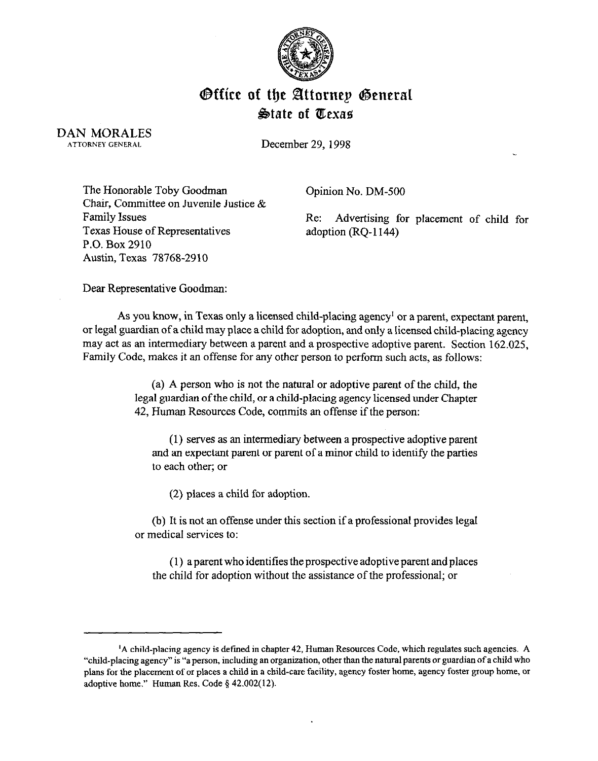# Office of the Attorney General
## State of Texas

DAN MORALES
ATTORNEY GENERAL

December 29, 1998

The Honorable Toby Goodman
Chair, Committee on Juvenile Justice & Family Issues
Texas House of Representatives
P.O. Box 2910
Austin, Texas 78768-2910

Opinion No. DM-500

Re: Advertising for placement of child for adoption (RQ-1144)

Dear Representative Goodman:

As you know, in Texas only a licensed child-placing agency[1] or a parent, expectant parent, or legal guardian of a child may place a child for adoption, and only a licensed child-placing agency may act as an intermediary between a parent and a prospective adoptive parent. Section 162.025, Family Code, makes it an offense for any other person to perform such acts, as follows:

> (a) A person who is not the natural or adoptive parent of the child, the legal guardian of the child, or a child-placing agency licensed under Chapter 42, Human Resources Code, commits an offense if the person:
>
> (1) serves as an intermediary between a prospective adoptive parent and an expectant parent or parent of a minor child to identify the parties to each other; or
>
> (2) places a child for adoption.
>
> (b) It is not an offense under this section if a professional provides legal or medical services to:
>
> (1) a parent who identifies the prospective adoptive parent and places the child for adoption without the assistance of the professional; or

[1] A child-placing agency is defined in chapter 42, Human Resources Code, which regulates such agencies. A "child-placing agency" is "a person, including an organization, other than the natural parents or guardian of a child who plans for the placement of or places a child in a child-care facility, agency foster home, agency foster group home, or adoptive home." Human Res. Code § 42.002(12).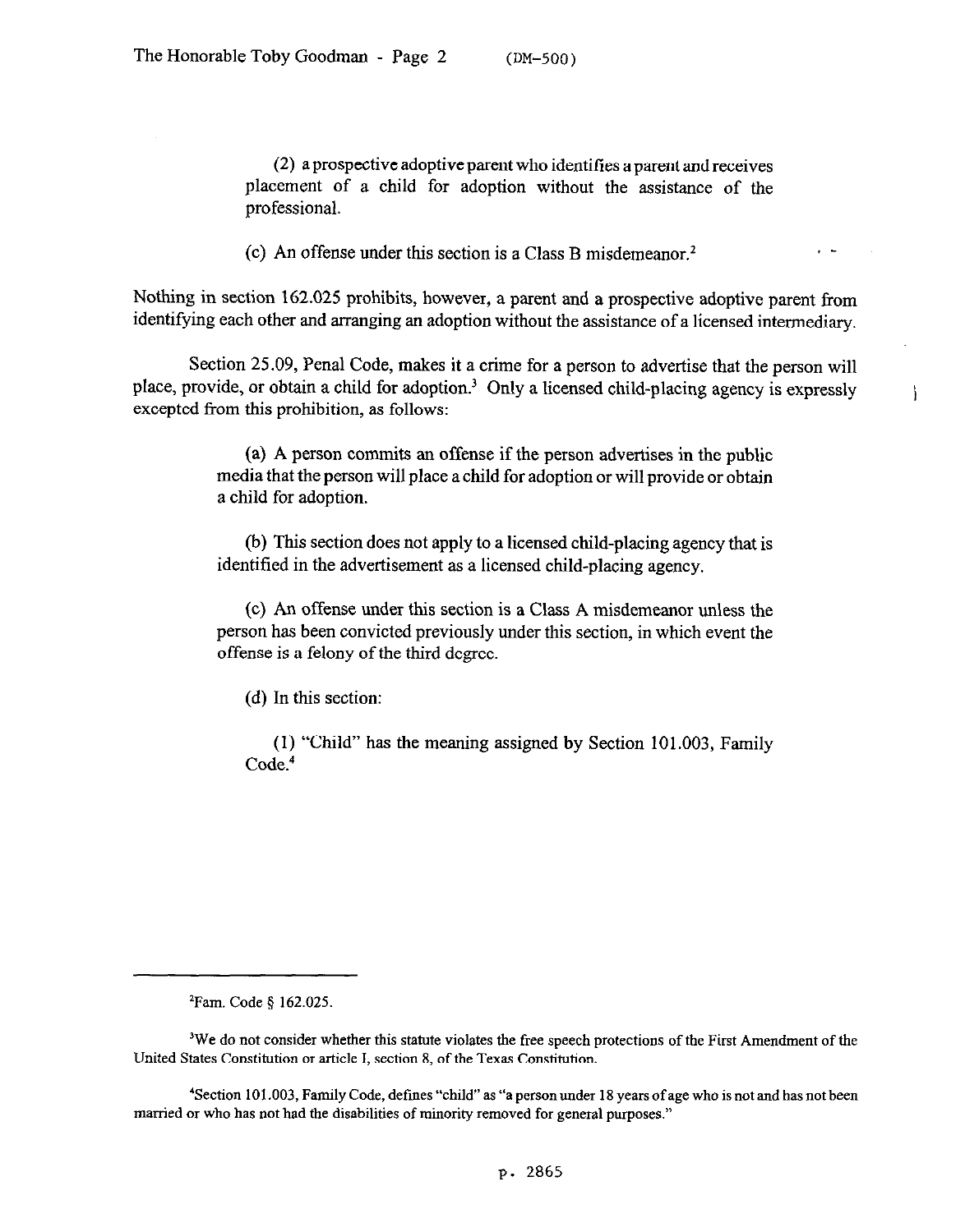(2) a prospective adoptive parent who identifies a parent and receives placement of a child for adoption without the assistance of the professional.

(c) An offense under this section is a Class B misdemeanor.[2]

Nothing in section 162.025 prohibits, however, a parent and a prospective adoptive parent from identifying each other and arranging an adoption without the assistance of a licensed intermediary.

Section 25.09, Penal Code, makes it a crime for a person to advertise that the person will place, provide, or obtain a child for adoption.[3] Only a licensed child-placing agency is expressly excepted from this prohibition, as follows:

(a) A person commits an offense if the person advertises in the public media that the person will place a child for adoption or will provide or obtain a child for adoption.

(b) This section does not apply to a licensed child-placing agency that is identified in the advertisement as a licensed child-placing agency.

(c) An offense under this section is a Class A misdemeanor unless the person has been convicted previously under this section, in which event the offense is a felony of the third degree.

(d) In this section:

(1) "Child" has the meaning assigned by Section 101.003, Family Code.[4]

---

[2]Fam. Code § 162.025.

[3]We do not consider whether this statute violates the free speech protections of the First Amendment of the United States Constitution or article I, section 8, of the Texas Constitution.

[4]Section 101.003, Family Code, defines "child" as "a person under 18 years of age who is not and has not been married or who has not had the disabilities of minority removed for general purposes."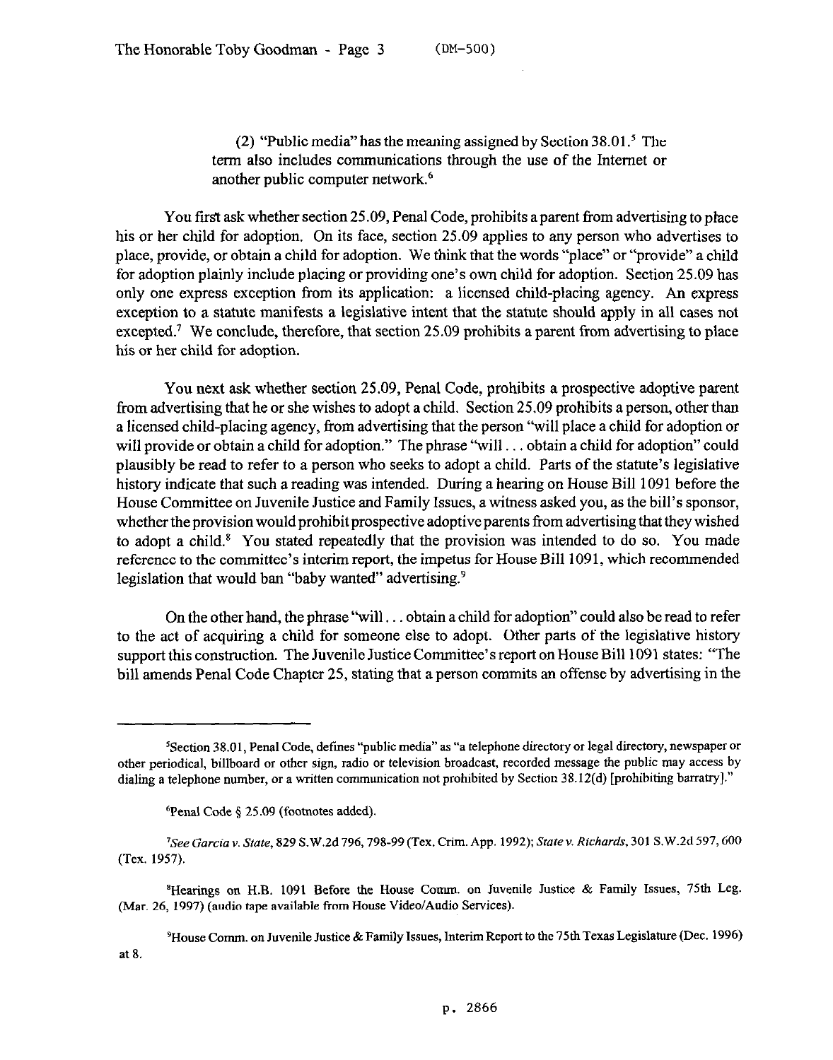(2) "Public media" has the meaning assigned by Section 38.01.[5] The term also includes communications through the use of the Internet or another public computer network.[6]

You first ask whether section 25.09, Penal Code, prohibits a parent from advertising to place his or her child for adoption. On its face, section 25.09 applies to any person who advertises to place, provide, or obtain a child for adoption. We think that the words "place" or "provide" a child for adoption plainly include placing or providing one's own child for adoption. Section 25.09 has only one express exception from its application: a licensed child-placing agency. An express exception to a statute manifests a legislative intent that the statute should apply in all cases not excepted.[7] We conclude, therefore, that section 25.09 prohibits a parent from advertising to place his or her child for adoption.

You next ask whether section 25.09, Penal Code, prohibits a prospective adoptive parent from advertising that he or she wishes to adopt a child. Section 25.09 prohibits a person, other than a licensed child-placing agency, from advertising that the person "will place a child for adoption or will provide or obtain a child for adoption." The phrase "will . . . obtain a child for adoption" could plausibly be read to refer to a person who seeks to adopt a child. Parts of the statute's legislative history indicate that such a reading was intended. During a hearing on House Bill 1091 before the House Committee on Juvenile Justice and Family Issues, a witness asked you, as the bill's sponsor, whether the provision would prohibit prospective adoptive parents from advertising that they wished to adopt a child.[8] You stated repeatedly that the provision was intended to do so. You made reference to the committee's interim report, the impetus for House Bill 1091, which recommended legislation that would ban "baby wanted" advertising.[9]

On the other hand, the phrase "will . . . obtain a child for adoption" could also be read to refer to the act of acquiring a child for someone else to adopt. Other parts of the legislative history support this construction. The Juvenile Justice Committee's report on House Bill 1091 states: "The bill amends Penal Code Chapter 25, stating that a person commits an offense by advertising in the

---

[5] Section 38.01, Penal Code, defines "public media" as "a telephone directory or legal directory, newspaper or other periodical, billboard or other sign, radio or television broadcast, recorded message the public may access by dialing a telephone number, or a written communication not prohibited by Section 38.12(d) [prohibiting barratry]."

[6] Penal Code § 25.09 (footnotes added).

[7] *See Garcia v. State*, 829 S.W.2d 796, 798-99 (Tex. Crim. App. 1992); *State v. Richards*, 301 S.W.2d 597, 600 (Tex. 1957).

[8] Hearings on H.B. 1091 Before the House Comm. on Juvenile Justice & Family Issues, 75th Leg. (Mar. 26, 1997) (audio tape available from House Video/Audio Services).

[9] House Comm. on Juvenile Justice & Family Issues, Interim Report to the 75th Texas Legislature (Dec. 1996) at 8.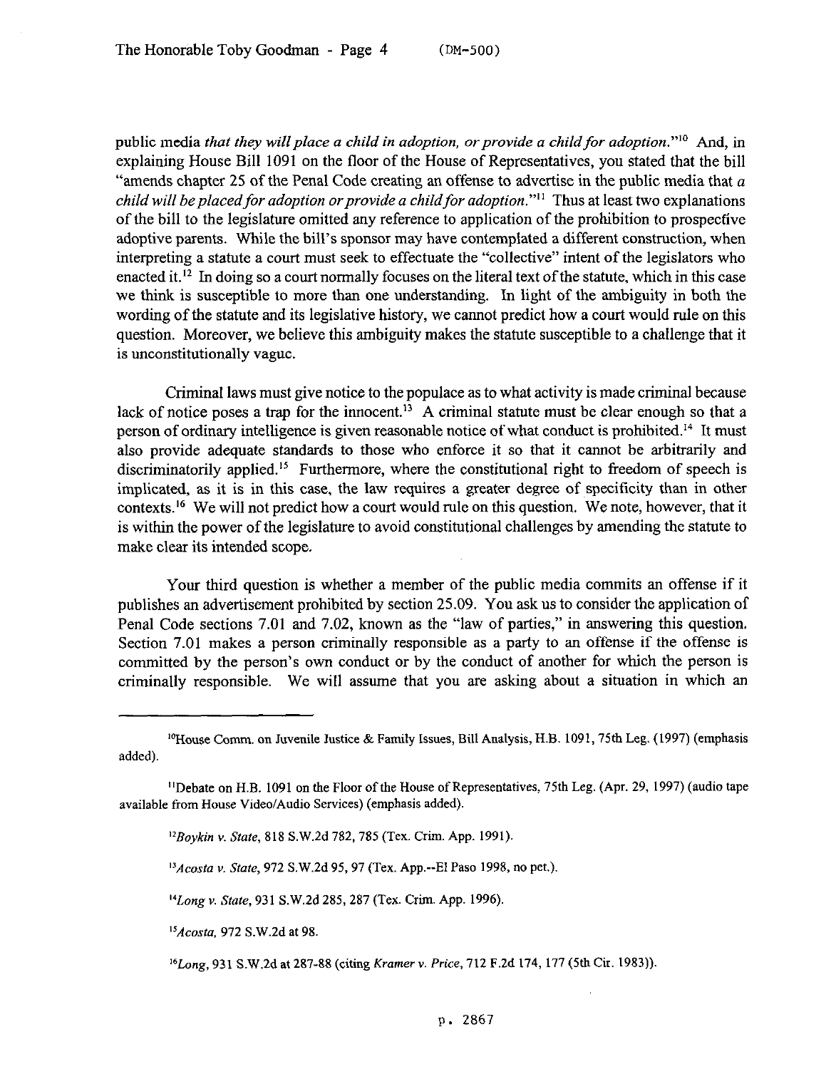public media *that they will place a child in adoption, or provide a child for adoption*."[10] And, in explaining House Bill 1091 on the floor of the House of Representatives, you stated that the bill "amends chapter 25 of the Penal Code creating an offense to advertise in the public media that *a child will be placed for adoption or provide a child for adoption*."[11] Thus at least two explanations of the bill to the legislature omitted any reference to application of the prohibition to prospective adoptive parents. While the bill's sponsor may have contemplated a different construction, when interpreting a statute a court must seek to effectuate the "collective" intent of the legislators who enacted it.[12] In doing so a court normally focuses on the literal text of the statute, which in this case we think is susceptible to more than one understanding. In light of the ambiguity in both the wording of the statute and its legislative history, we cannot predict how a court would rule on this question. Moreover, we believe this ambiguity makes the statute susceptible to a challenge that it is unconstitutionally vague.

Criminal laws must give notice to the populace as to what activity is made criminal because lack of notice poses a trap for the innocent.[13] A criminal statute must be clear enough so that a person of ordinary intelligence is given reasonable notice of what conduct is prohibited.[14] It must also provide adequate standards to those who enforce it so that it cannot be arbitrarily and discriminatorily applied.[15] Furthermore, where the constitutional right to freedom of speech is implicated, as it is in this case, the law requires a greater degree of specificity than in other contexts.[16] We will not predict how a court would rule on this question. We note, however, that it is within the power of the legislature to avoid constitutional challenges by amending the statute to make clear its intended scope.

Your third question is whether a member of the public media commits an offense if it publishes an advertisement prohibited by section 25.09. You ask us to consider the application of Penal Code sections 7.01 and 7.02, known as the "law of parties," in answering this question. Section 7.01 makes a person criminally responsible as a party to an offense if the offense is committed by the person's own conduct or by the conduct of another for which the person is criminally responsible. We will assume that you are asking about a situation in which an

---

[10] House Comm. on Juvenile Justice & Family Issues, Bill Analysis, H.B. 1091, 75th Leg. (1997) (emphasis added).

[11] Debate on H.B. 1091 on the Floor of the House of Representatives, 75th Leg. (Apr. 29, 1997) (audio tape available from House Video/Audio Services) (emphasis added).

[12] *Boykin v. State*, 818 S.W.2d 782, 785 (Tex. Crim. App. 1991).

[13] *Acosta v. State*, 972 S.W.2d 95, 97 (Tex. App.--El Paso 1998, no pet.).

[14] *Long v. State*, 931 S.W.2d 285, 287 (Tex. Crim. App. 1996).

[15] *Acosta*, 972 S.W.2d at 98.

[16] *Long*, 931 S.W.2d at 287-88 (citing *Kramer v. Price*, 712 F.2d 174, 177 (5th Cir. 1983)).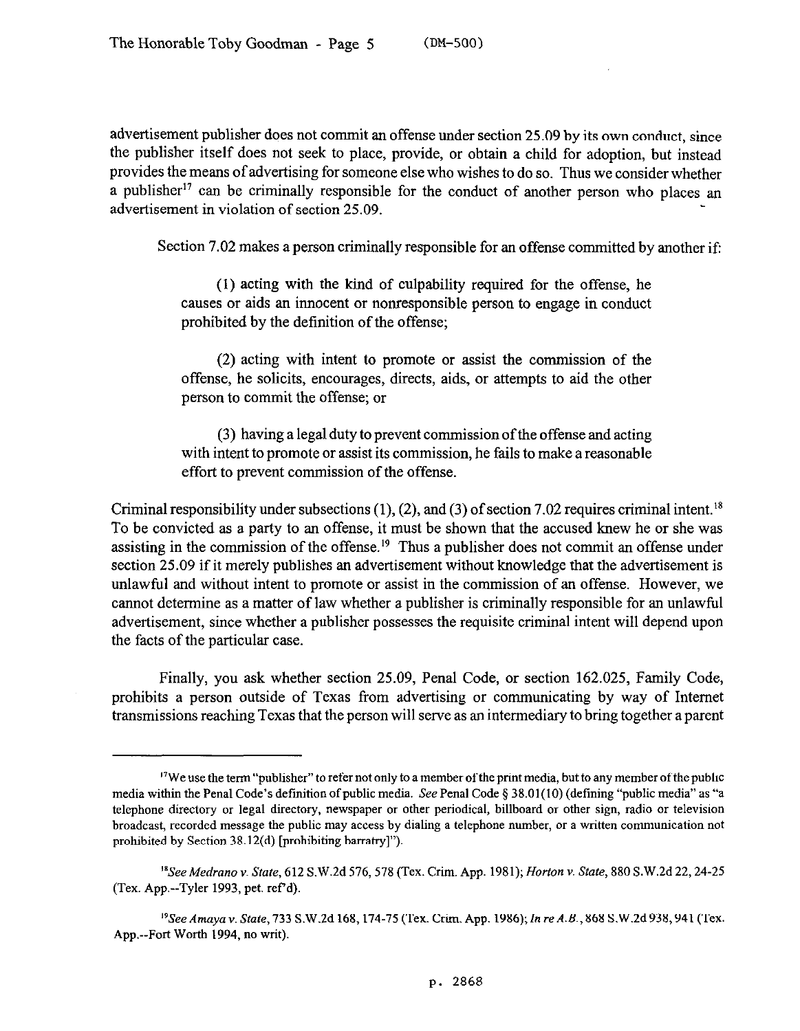advertisement publisher does not commit an offense under section 25.09 by its own conduct, since the publisher itself does not seek to place, provide, or obtain a child for adoption, but instead provides the means of advertising for someone else who wishes to do so. Thus we consider whether a publisher[17] can be criminally responsible for the conduct of another person who places an advertisement in violation of section 25.09.

Section 7.02 makes a person criminally responsible for an offense committed by another if:

> (1) acting with the kind of culpability required for the offense, he causes or aids an innocent or nonresponsible person to engage in conduct prohibited by the definition of the offense;
>
> (2) acting with intent to promote or assist the commission of the offense, he solicits, encourages, directs, aids, or attempts to aid the other person to commit the offense; or
>
> (3) having a legal duty to prevent commission of the offense and acting with intent to promote or assist its commission, he fails to make a reasonable effort to prevent commission of the offense.

Criminal responsibility under subsections (1), (2), and (3) of section 7.02 requires criminal intent.[18] To be convicted as a party to an offense, it must be shown that the accused knew he or she was assisting in the commission of the offense.[19] Thus a publisher does not commit an offense under section 25.09 if it merely publishes an advertisement without knowledge that the advertisement is unlawful and without intent to promote or assist in the commission of an offense. However, we cannot determine as a matter of law whether a publisher is criminally responsible for an unlawful advertisement, since whether a publisher possesses the requisite criminal intent will depend upon the facts of the particular case.

Finally, you ask whether section 25.09, Penal Code, or section 162.025, Family Code, prohibits a person outside of Texas from advertising or communicating by way of Internet transmissions reaching Texas that the person will serve as an intermediary to bring together a parent

---

[17] We use the term "publisher" to refer not only to a member of the print media, but to any member of the public media within the Penal Code's definition of public media. *See* Penal Code § 38.01(10) (defining "public media" as "a telephone directory or legal directory, newspaper or other periodical, billboard or other sign, radio or television broadcast, recorded message the public may access by dialing a telephone number, or a written communication not prohibited by Section 38.12(d) [prohibiting barratry]").

[18] *See Medrano v. State*, 612 S.W.2d 576, 578 (Tex. Crim. App. 1981); *Horton v. State*, 880 S.W.2d 22, 24-25 (Tex. App.--Tyler 1993, pet. ref'd).

[19] *See Amaya v. State*, 733 S.W.2d 168, 174-75 (Tex. Crim. App. 1986); *In re A.B.*, 868 S.W.2d 938, 941 (Tex. App.--Fort Worth 1994, no writ).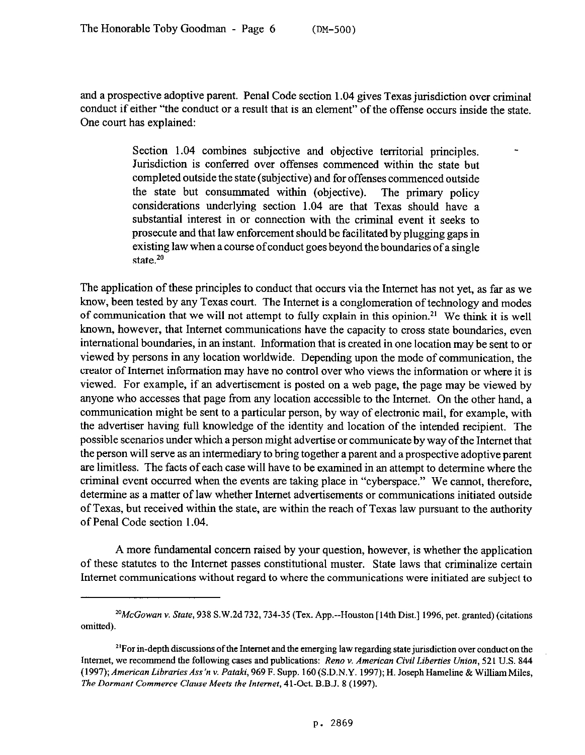and a prospective adoptive parent. Penal Code section 1.04 gives Texas jurisdiction over criminal conduct if either "the conduct or a result that is an element" of the offense occurs inside the state. One court has explained:

> Section 1.04 combines subjective and objective territorial principles. Jurisdiction is conferred over offenses commenced within the state but completed outside the state (subjective) and for offenses commenced outside the state but consummated within (objective). The primary policy considerations underlying section 1.04 are that Texas should have a substantial interest in or connection with the criminal event it seeks to prosecute and that law enforcement should be facilitated by plugging gaps in existing law when a course of conduct goes beyond the boundaries of a single state.[20]

The application of these principles to conduct that occurs via the Internet has not yet, as far as we know, been tested by any Texas court. The Internet is a conglomeration of technology and modes of communication that we will not attempt to fully explain in this opinion.[21] We think it is well known, however, that Internet communications have the capacity to cross state boundaries, even international boundaries, in an instant. Information that is created in one location may be sent to or viewed by persons in any location worldwide. Depending upon the mode of communication, the creator of Internet information may have no control over who views the information or where it is viewed. For example, if an advertisement is posted on a web page, the page may be viewed by anyone who accesses that page from any location accessible to the Internet. On the other hand, a communication might be sent to a particular person, by way of electronic mail, for example, with the advertiser having full knowledge of the identity and location of the intended recipient. The possible scenarios under which a person might advertise or communicate by way of the Internet that the person will serve as an intermediary to bring together a parent and a prospective adoptive parent are limitless. The facts of each case will have to be examined in an attempt to determine where the criminal event occurred when the events are taking place in "cyberspace." We cannot, therefore, determine as a matter of law whether Internet advertisements or communications initiated outside of Texas, but received within the state, are within the reach of Texas law pursuant to the authority of Penal Code section 1.04.

A more fundamental concern raised by your question, however, is whether the application of these statutes to the Internet passes constitutional muster. State laws that criminalize certain Internet communications without regard to where the communications were initiated are subject to

---

[20] *McGowan v. State*, 938 S.W.2d 732, 734-35 (Tex. App.--Houston [14th Dist.] 1996, pet. granted) (citations omitted).

[21] For in-depth discussions of the Internet and the emerging law regarding state jurisdiction over conduct on the Internet, we recommend the following cases and publications: *Reno v. American Civil Liberties Union*, 521 U.S. 844 (1997); *American Libraries Ass'n v. Pataki*, 969 F. Supp. 160 (S.D.N.Y. 1997); H. Joseph Hameline & William Miles, *The Dormant Commerce Clause Meets the Internet*, 41-Oct. B.B.J. 8 (1997).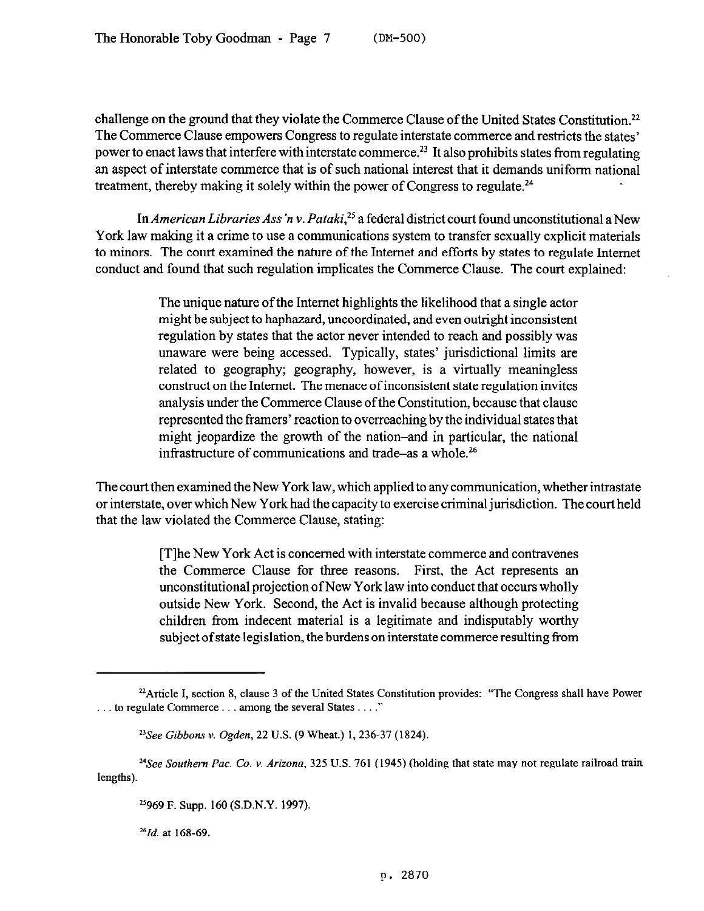challenge on the ground that they violate the Commerce Clause of the United States Constitution.[22] The Commerce Clause empowers Congress to regulate interstate commerce and restricts the states' power to enact laws that interfere with interstate commerce.[23] It also prohibits states from regulating an aspect of interstate commerce that is of such national interest that it demands uniform national treatment, thereby making it solely within the power of Congress to regulate.[24]

In *American Libraries Ass'n v. Pataki*,[25] a federal district court found unconstitutional a New York law making it a crime to use a communications system to transfer sexually explicit materials to minors. The court examined the nature of the Internet and efforts by states to regulate Internet conduct and found that such regulation implicates the Commerce Clause. The court explained:

> The unique nature of the Internet highlights the likelihood that a single actor might be subject to haphazard, uncoordinated, and even outright inconsistent regulation by states that the actor never intended to reach and possibly was unaware were being accessed. Typically, states' jurisdictional limits are related to geography; geography, however, is a virtually meaningless construct on the Internet. The menace of inconsistent state regulation invites analysis under the Commerce Clause of the Constitution, because that clause represented the framers' reaction to overreaching by the individual states that might jeopardize the growth of the nation–and in particular, the national infrastructure of communications and trade–as a whole.[26]

The court then examined the New York law, which applied to any communication, whether intrastate or interstate, over which New York had the capacity to exercise criminal jurisdiction. The court held that the law violated the Commerce Clause, stating:

> [T]he New York Act is concerned with interstate commerce and contravenes the Commerce Clause for three reasons. First, the Act represents an unconstitutional projection of New York law into conduct that occurs wholly outside New York. Second, the Act is invalid because although protecting children from indecent material is a legitimate and indisputably worthy subject of state legislation, the burdens on interstate commerce resulting from

---

[22] Article I, section 8, clause 3 of the United States Constitution provides: "The Congress shall have Power . . . to regulate Commerce . . . among the several States . . . ."

[23] *See Gibbons v. Ogden*, 22 U.S. (9 Wheat.) 1, 236-37 (1824).

[24] *See Southern Pac. Co. v. Arizona*, 325 U.S. 761 (1945) (holding that state may not regulate railroad train lengths).

[25] 969 F. Supp. 160 (S.D.N.Y. 1997).

[26] *Id.* at 168-69.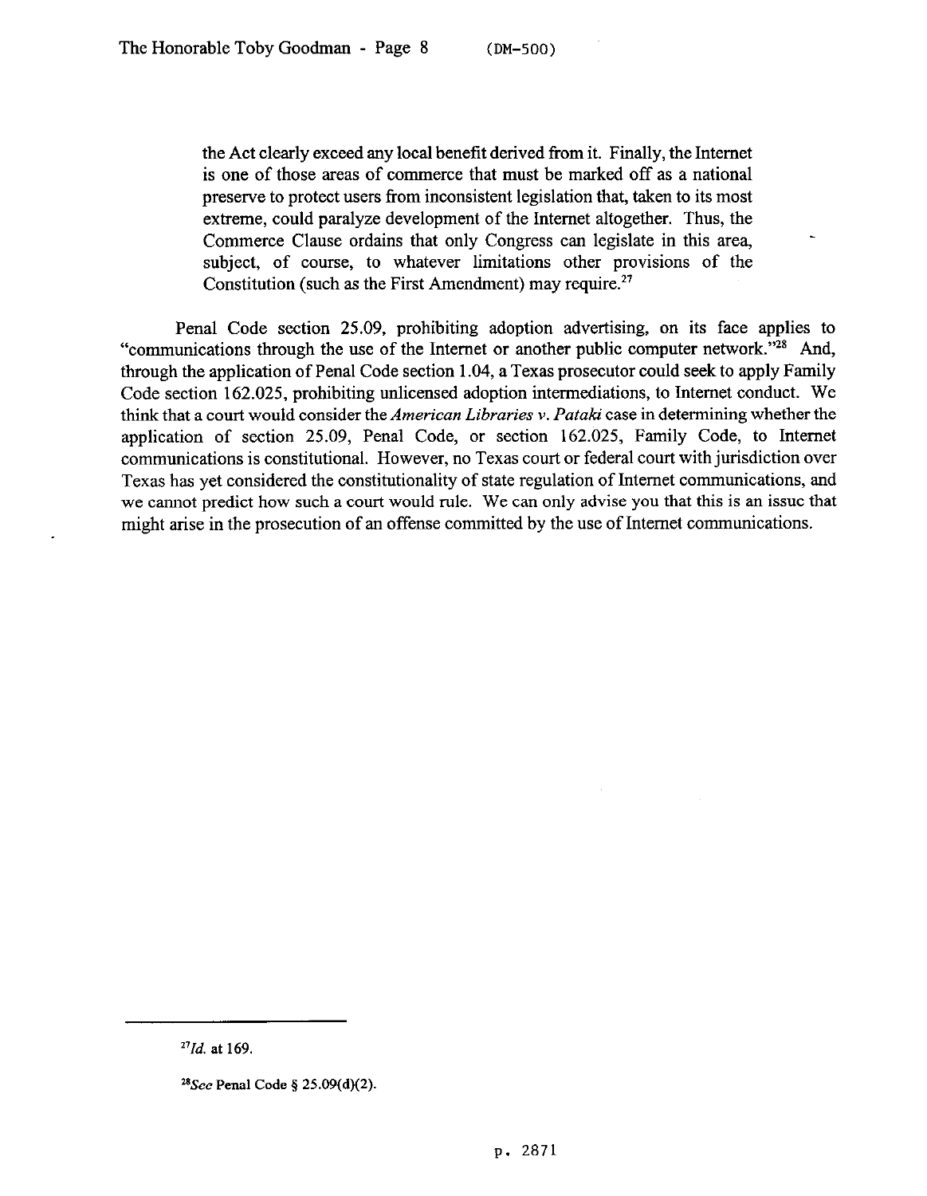the Act clearly exceed any local benefit derived from it. Finally, the Internet is one of those areas of commerce that must be marked off as a national preserve to protect users from inconsistent legislation that, taken to its most extreme, could paralyze development of the Internet altogether. Thus, the Commerce Clause ordains that only Congress can legislate in this area, subject, of course, to whatever limitations other provisions of the Constitution (such as the First Amendment) may require.[27]

Penal Code section 25.09, prohibiting adoption advertising, on its face applies to "communications through the use of the Internet or another public computer network."[28] And, through the application of Penal Code section 1.04, a Texas prosecutor could seek to apply Family Code section 162.025, prohibiting unlicensed adoption intermediations, to Internet conduct. We think that a court would consider the *American Libraries v. Pataki* case in determining whether the application of section 25.09, Penal Code, or section 162.025, Family Code, to Internet communications is constitutional. However, no Texas court or federal court with jurisdiction over Texas has yet considered the constitutionality of state regulation of Internet communications, and we cannot predict how such a court would rule. We can only advise you that this is an issue that might arise in the prosecution of an offense committed by the use of Internet communications.

---

[27] *Id.* at 169.

[28] *See* Penal Code § 25.09(d)(2).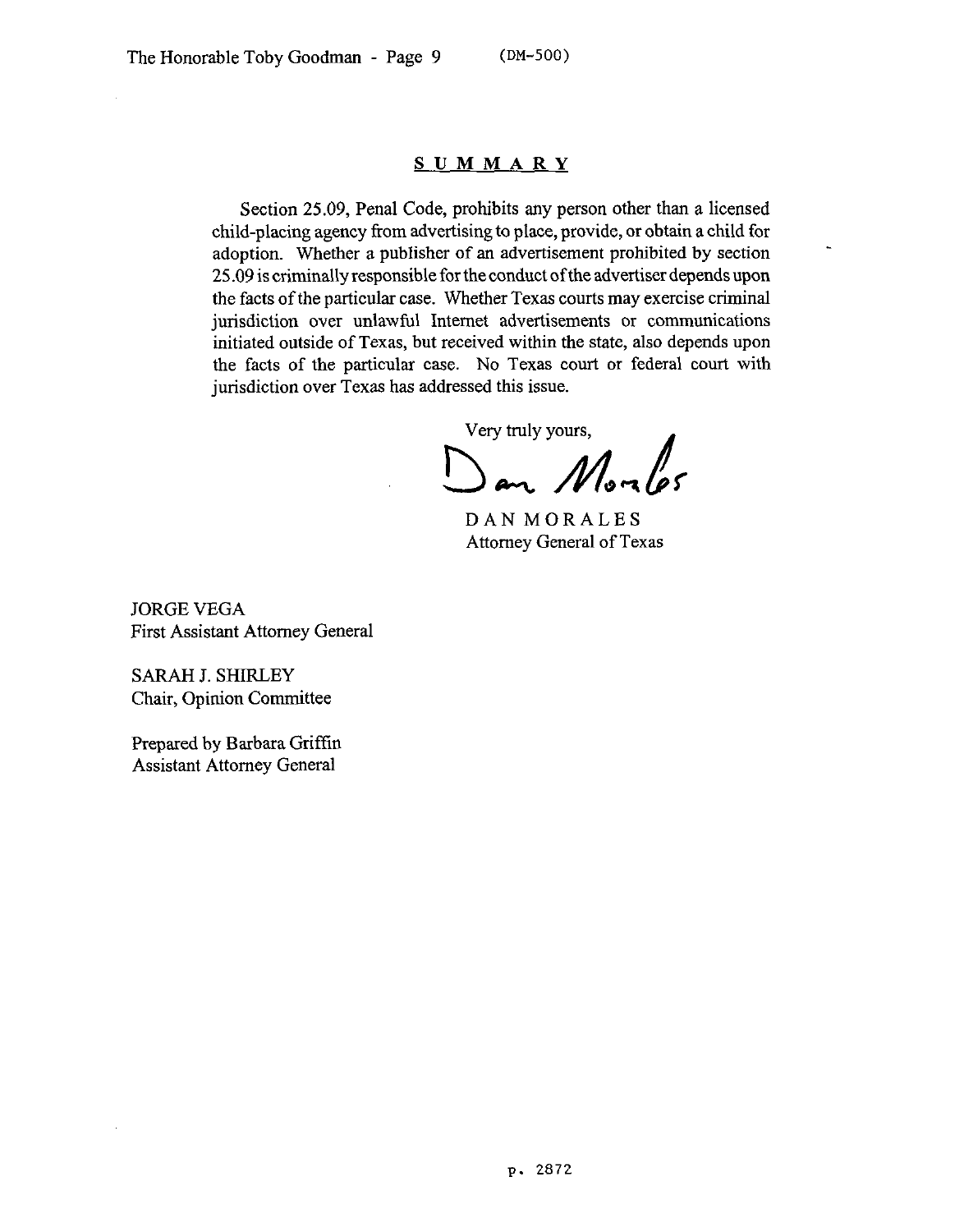## SUMMARY

Section 25.09, Penal Code, prohibits any person other than a licensed child-placing agency from advertising to place, provide, or obtain a child for adoption. Whether a publisher of an advertisement prohibited by section 25.09 is criminally responsible for the conduct of the advertiser depends upon the facts of the particular case. Whether Texas courts may exercise criminal jurisdiction over unlawful Internet advertisements or communications initiated outside of Texas, but received within the state, also depends upon the facts of the particular case. No Texas court or federal court with jurisdiction over Texas has addressed this issue.

Very truly yours,

Dan Morales

DAN MORALES
Attorney General of Texas

JORGE VEGA
First Assistant Attorney General

SARAH J. SHIRLEY
Chair, Opinion Committee

Prepared by Barbara Griffin
Assistant Attorney General